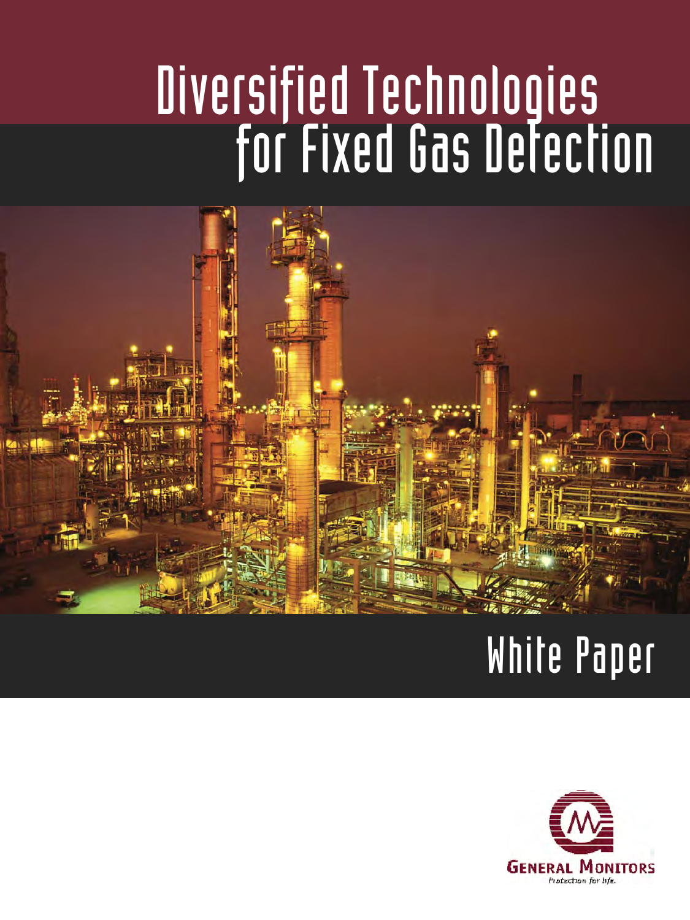# Diversified Technologies for Fixed Gas Detection

## White Paper

GENERAL MONITORS

Protection for life.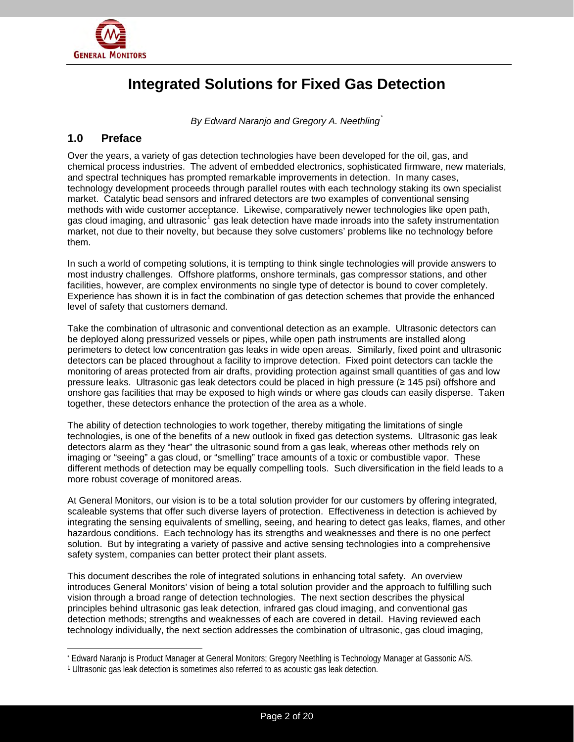# Integrated Solutions for Fixed Gas Detection

*By Edward Naranjo and Gregory A. Neethling[*]*

## 1.0 Preface

Over the years, a variety of gas detection technologies have been developed for the oil, gas, and chemical process industries. The advent of embedded electronics, sophisticated firmware, new materials, and spectral techniques has prompted remarkable improvements in detection. In many cases, technology development proceeds through parallel routes with each technology staking its own specialist market. Catalytic bead sensors and infrared detectors are two examples of conventional sensing methods with wide customer acceptance. Likewise, comparatively newer technologies like open path, gas cloud imaging, and ultrasonic[1] gas leak detection have made inroads into the safety instrumentation market, not due to their novelty, but because they solve customers' problems like no technology before them.

In such a world of competing solutions, it is tempting to think single technologies will provide answers to most industry challenges. Offshore platforms, onshore terminals, gas compressor stations, and other facilities, however, are complex environments no single type of detector is bound to cover completely. Experience has shown it is in fact the combination of gas detection schemes that provide the enhanced level of safety that customers demand.

Take the combination of ultrasonic and conventional detection as an example. Ultrasonic detectors can be deployed along pressurized vessels or pipes, while open path instruments are installed along perimeters to detect low concentration gas leaks in wide open areas. Similarly, fixed point and ultrasonic detectors can be placed throughout a facility to improve detection. Fixed point detectors can tackle the monitoring of areas protected from air drafts, providing protection against small quantities of gas and low pressure leaks. Ultrasonic gas leak detectors could be placed in high pressure (≥ 145 psi) offshore and onshore gas facilities that may be exposed to high winds or where gas clouds can easily disperse. Taken together, these detectors enhance the protection of the area as a whole.

The ability of detection technologies to work together, thereby mitigating the limitations of single technologies, is one of the benefits of a new outlook in fixed gas detection systems. Ultrasonic gas leak detectors alarm as they "hear" the ultrasonic sound from a gas leak, whereas other methods rely on imaging or "seeing" a gas cloud, or "smelling" trace amounts of a toxic or combustible vapor. These different methods of detection may be equally compelling tools. Such diversification in the field leads to a more robust coverage of monitored areas.

At General Monitors, our vision is to be a total solution provider for our customers by offering integrated, scaleable systems that offer such diverse layers of protection. Effectiveness in detection is achieved by integrating the sensing equivalents of smelling, seeing, and hearing to detect gas leaks, flames, and other hazardous conditions. Each technology has its strengths and weaknesses and there is no one perfect solution. But by integrating a variety of passive and active sensing technologies into a comprehensive safety system, companies can better protect their plant assets.

This document describes the role of integrated solutions in enhancing total safety. An overview introduces General Monitors' vision of being a total solution provider and the approach to fulfilling such vision through a broad range of detection technologies. The next section describes the physical principles behind ultrasonic gas leak detection, infrared gas cloud imaging, and conventional gas detection methods; strengths and weaknesses of each are covered in detail. Having reviewed each technology individually, the next section addresses the combination of ultrasonic, gas cloud imaging,

---

[*] Edward Naranjo is Product Manager at General Monitors; Gregory Neethling is Technology Manager at Gassonic A/S.

[1] Ultrasonic gas leak detection is sometimes also referred to as acoustic gas leak detection.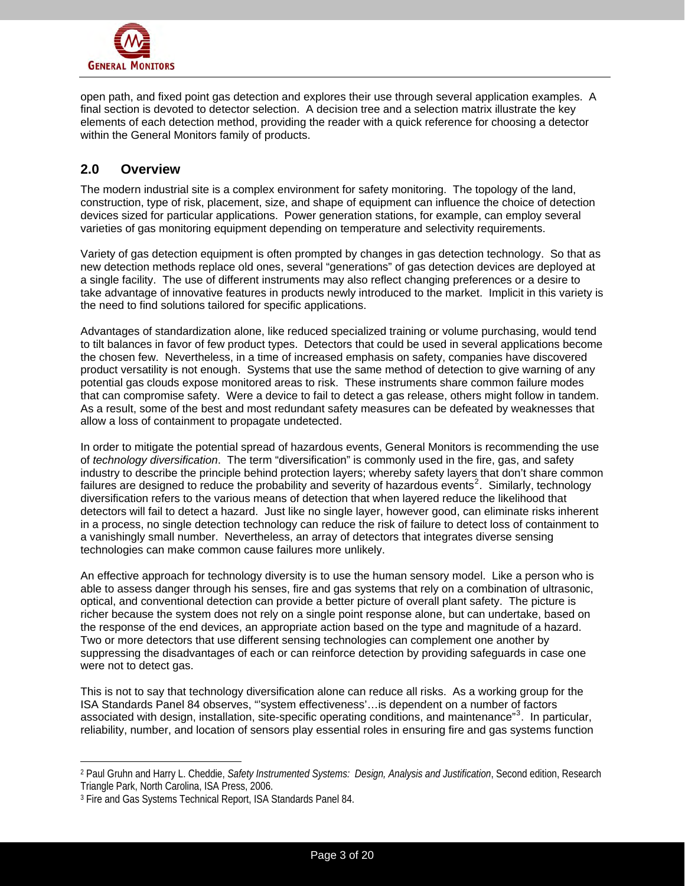open path, and fixed point gas detection and explores their use through several application examples. A final section is devoted to detector selection. A decision tree and a selection matrix illustrate the key elements of each detection method, providing the reader with a quick reference for choosing a detector within the General Monitors family of products.

## 2.0 Overview

The modern industrial site is a complex environment for safety monitoring. The topology of the land, construction, type of risk, placement, size, and shape of equipment can influence the choice of detection devices sized for particular applications. Power generation stations, for example, can employ several varieties of gas monitoring equipment depending on temperature and selectivity requirements.

Variety of gas detection equipment is often prompted by changes in gas detection technology. So that as new detection methods replace old ones, several "generations" of gas detection devices are deployed at a single facility. The use of different instruments may also reflect changing preferences or a desire to take advantage of innovative features in products newly introduced to the market. Implicit in this variety is the need to find solutions tailored for specific applications.

Advantages of standardization alone, like reduced specialized training or volume purchasing, would tend to tilt balances in favor of few product types. Detectors that could be used in several applications become the chosen few. Nevertheless, in a time of increased emphasis on safety, companies have discovered product versatility is not enough. Systems that use the same method of detection to give warning of any potential gas clouds expose monitored areas to risk. These instruments share common failure modes that can compromise safety. Were a device to fail to detect a gas release, others might follow in tandem. As a result, some of the best and most redundant safety measures can be defeated by weaknesses that allow a loss of containment to propagate undetected.

In order to mitigate the potential spread of hazardous events, General Monitors is recommending the use of *technology diversification*. The term "diversification" is commonly used in the fire, gas, and safety industry to describe the principle behind protection layers; whereby safety layers that don't share common failures are designed to reduce the probability and severity of hazardous events[2]. Similarly, technology diversification refers to the various means of detection that when layered reduce the likelihood that detectors will fail to detect a hazard. Just like no single layer, however good, can eliminate risks inherent in a process, no single detection technology can reduce the risk of failure to detect loss of containment to a vanishingly small number. Nevertheless, an array of detectors that integrates diverse sensing technologies can make common cause failures more unlikely.

An effective approach for technology diversity is to use the human sensory model. Like a person who is able to assess danger through his senses, fire and gas systems that rely on a combination of ultrasonic, optical, and conventional detection can provide a better picture of overall plant safety. The picture is richer because the system does not rely on a single point response alone, but can undertake, based on the response of the end devices, an appropriate action based on the type and magnitude of a hazard. Two or more detectors that use different sensing technologies can complement one another by suppressing the disadvantages of each or can reinforce detection by providing safeguards in case one were not to detect gas.

This is not to say that technology diversification alone can reduce all risks. As a working group for the ISA Standards Panel 84 observes, "'system effectiveness'…is dependent on a number of factors associated with design, installation, site-specific operating conditions, and maintenance"[3]. In particular, reliability, number, and location of sensors play essential roles in ensuring fire and gas systems function

---

[2] Paul Gruhn and Harry L. Cheddie, *Safety Instrumented Systems: Design, Analysis and Justification*, Second edition, Research Triangle Park, North Carolina, ISA Press, 2006.

[3] Fire and Gas Systems Technical Report, ISA Standards Panel 84.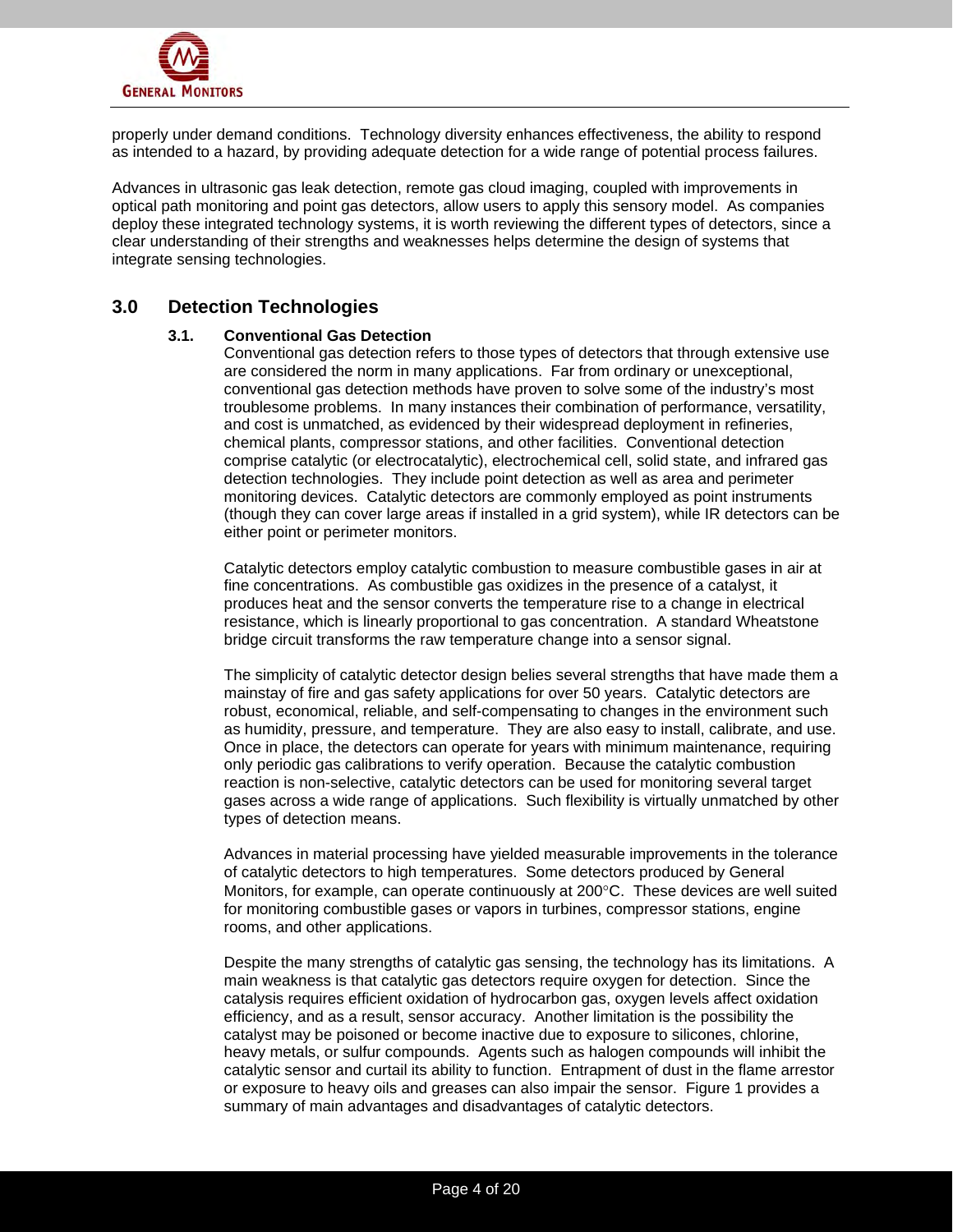properly under demand conditions. Technology diversity enhances effectiveness, the ability to respond as intended to a hazard, by providing adequate detection for a wide range of potential process failures.

Advances in ultrasonic gas leak detection, remote gas cloud imaging, coupled with improvements in optical path monitoring and point gas detectors, allow users to apply this sensory model. As companies deploy these integrated technology systems, it is worth reviewing the different types of detectors, since a clear understanding of their strengths and weaknesses helps determine the design of systems that integrate sensing technologies.

## 3.0 Detection Technologies

### 3.1. Conventional Gas Detection

Conventional gas detection refers to those types of detectors that through extensive use are considered the norm in many applications. Far from ordinary or unexceptional, conventional gas detection methods have proven to solve some of the industry's most troublesome problems. In many instances their combination of performance, versatility, and cost is unmatched, as evidenced by their widespread deployment in refineries, chemical plants, compressor stations, and other facilities. Conventional detection comprise catalytic (or electrocatalytic), electrochemical cell, solid state, and infrared gas detection technologies. They include point detection as well as area and perimeter monitoring devices. Catalytic detectors are commonly employed as point instruments (though they can cover large areas if installed in a grid system), while IR detectors can be either point or perimeter monitors.

Catalytic detectors employ catalytic combustion to measure combustible gases in air at fine concentrations. As combustible gas oxidizes in the presence of a catalyst, it produces heat and the sensor converts the temperature rise to a change in electrical resistance, which is linearly proportional to gas concentration. A standard Wheatstone bridge circuit transforms the raw temperature change into a sensor signal.

The simplicity of catalytic detector design belies several strengths that have made them a mainstay of fire and gas safety applications for over 50 years. Catalytic detectors are robust, economical, reliable, and self-compensating to changes in the environment such as humidity, pressure, and temperature. They are also easy to install, calibrate, and use. Once in place, the detectors can operate for years with minimum maintenance, requiring only periodic gas calibrations to verify operation. Because the catalytic combustion reaction is non-selective, catalytic detectors can be used for monitoring several target gases across a wide range of applications. Such flexibility is virtually unmatched by other types of detection means.

Advances in material processing have yielded measurable improvements in the tolerance of catalytic detectors to high temperatures. Some detectors produced by General Monitors, for example, can operate continuously at 200°C. These devices are well suited for monitoring combustible gases or vapors in turbines, compressor stations, engine rooms, and other applications.

Despite the many strengths of catalytic gas sensing, the technology has its limitations. A main weakness is that catalytic gas detectors require oxygen for detection. Since the catalysis requires efficient oxidation of hydrocarbon gas, oxygen levels affect oxidation efficiency, and as a result, sensor accuracy. Another limitation is the possibility the catalyst may be poisoned or become inactive due to exposure to silicones, chlorine, heavy metals, or sulfur compounds. Agents such as halogen compounds will inhibit the catalytic sensor and curtail its ability to function. Entrapment of dust in the flame arrestor or exposure to heavy oils and greases can also impair the sensor. Figure 1 provides a summary of main advantages and disadvantages of catalytic detectors.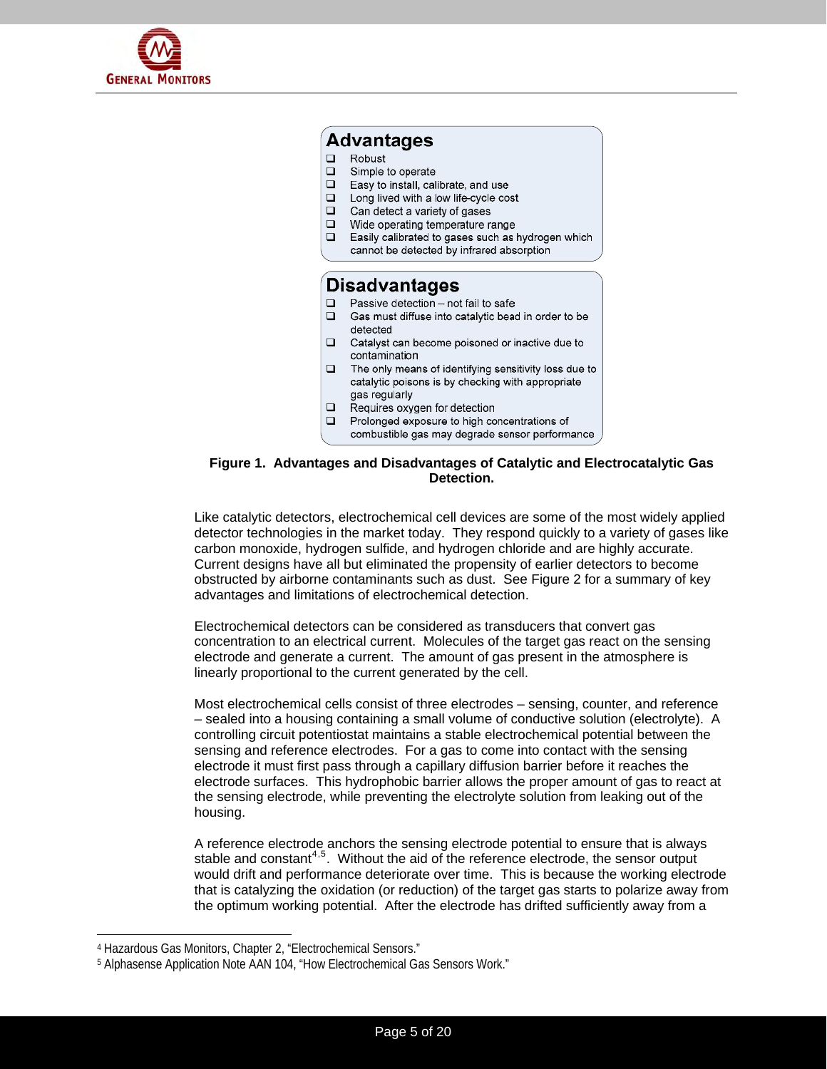**Advantages**

- Robust
- Simple to operate
- Easy to install, calibrate, and use
- Long lived with a low life-cycle cost
- Can detect a variety of gases
- Wide operating temperature range
- Easily calibrated to gases such as hydrogen which cannot be detected by infrared absorption

**Disadvantages**

- Passive detection – not fail to safe
- Gas must diffuse into catalytic bead in order to be detected
- Catalyst can become poisoned or inactive due to contamination
- The only means of identifying sensitivity loss due to catalytic poisons is by checking with appropriate gas regularly
- Requires oxygen for detection
- Prolonged exposure to high concentrations of combustible gas may degrade sensor performance

**Figure 1. Advantages and Disadvantages of Catalytic and Electrocatalytic Gas Detection.**

Like catalytic detectors, electrochemical cell devices are some of the most widely applied detector technologies in the market today. They respond quickly to a variety of gases like carbon monoxide, hydrogen sulfide, and hydrogen chloride and are highly accurate. Current designs have all but eliminated the propensity of earlier detectors to become obstructed by airborne contaminants such as dust. See Figure 2 for a summary of key advantages and limitations of electrochemical detection.

Electrochemical detectors can be considered as transducers that convert gas concentration to an electrical current. Molecules of the target gas react on the sensing electrode and generate a current. The amount of gas present in the atmosphere is linearly proportional to the current generated by the cell.

Most electrochemical cells consist of three electrodes – sensing, counter, and reference – sealed into a housing containing a small volume of conductive solution (electrolyte). A controlling circuit potentiostat maintains a stable electrochemical potential between the sensing and reference electrodes. For a gas to come into contact with the sensing electrode it must first pass through a capillary diffusion barrier before it reaches the electrode surfaces. This hydrophobic barrier allows the proper amount of gas to react at the sensing electrode, while preventing the electrolyte solution from leaking out of the housing.

A reference electrode anchors the sensing electrode potential to ensure that is always stable and constant[4,5]. Without the aid of the reference electrode, the sensor output would drift and performance deteriorate over time. This is because the working electrode that is catalyzing the oxidation (or reduction) of the target gas starts to polarize away from the optimum working potential. After the electrode has drifted sufficiently away from a

---

[4] Hazardous Gas Monitors, Chapter 2, "Electrochemical Sensors."

[5] Alphasense Application Note AAN 104, "How Electrochemical Gas Sensors Work."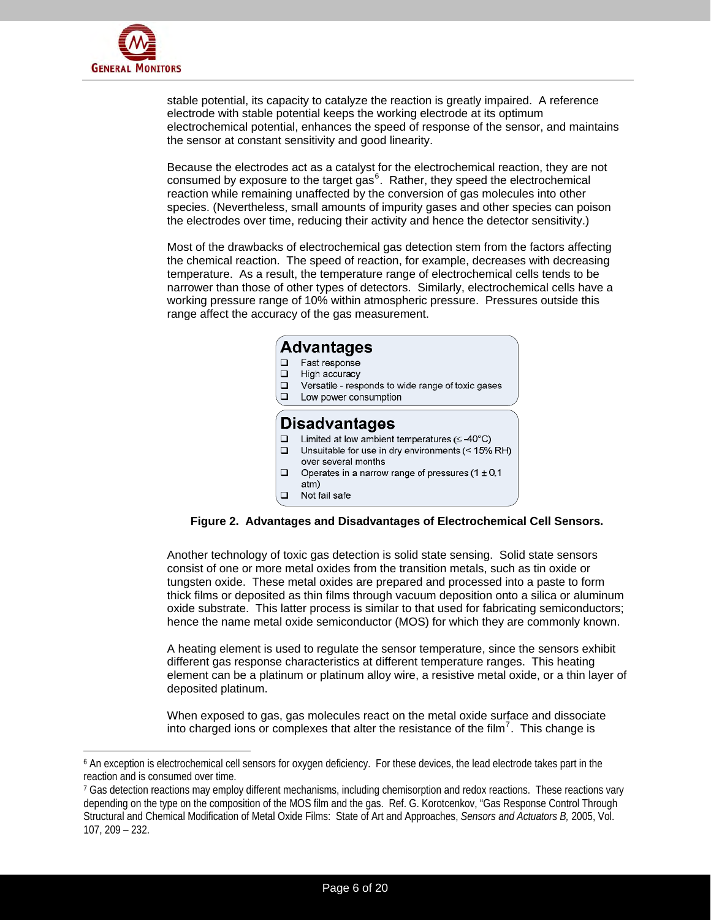stable potential, its capacity to catalyze the reaction is greatly impaired. A reference electrode with stable potential keeps the working electrode at its optimum electrochemical potential, enhances the speed of response of the sensor, and maintains the sensor at constant sensitivity and good linearity.

Because the electrodes act as a catalyst for the electrochemical reaction, they are not consumed by exposure to the target gas[6]. Rather, they speed the electrochemical reaction while remaining unaffected by the conversion of gas molecules into other species. (Nevertheless, small amounts of impurity gases and other species can poison the electrodes over time, reducing their activity and hence the detector sensitivity.)

Most of the drawbacks of electrochemical gas detection stem from the factors affecting the chemical reaction. The speed of reaction, for example, decreases with decreasing temperature. As a result, the temperature range of electrochemical cells tends to be narrower than those of other types of detectors. Similarly, electrochemical cells have a working pressure range of 10% within atmospheric pressure. Pressures outside this range affect the accuracy of the gas measurement.

**Advantages**

- Fast response
- High accuracy
- Versatile - responds to wide range of toxic gases
- Low power consumption

**Disadvantages**

- Limited at low ambient temperatures (≤ -40°C)
- Unsuitable for use in dry environments (< 15% RH) over several months
- Operates in a narrow range of pressures (1 ± 0.1 atm)
- Not fail safe

**Figure 2. Advantages and Disadvantages of Electrochemical Cell Sensors.**

Another technology of toxic gas detection is solid state sensing. Solid state sensors consist of one or more metal oxides from the transition metals, such as tin oxide or tungsten oxide. These metal oxides are prepared and processed into a paste to form thick films or deposited as thin films through vacuum deposition onto a silica or aluminum oxide substrate. This latter process is similar to that used for fabricating semiconductors; hence the name metal oxide semiconductor (MOS) for which they are commonly known.

A heating element is used to regulate the sensor temperature, since the sensors exhibit different gas response characteristics at different temperature ranges. This heating element can be a platinum or platinum alloy wire, a resistive metal oxide, or a thin layer of deposited platinum.

When exposed to gas, gas molecules react on the metal oxide surface and dissociate into charged ions or complexes that alter the resistance of the film[7]. This change is

---

[6] An exception is electrochemical cell sensors for oxygen deficiency. For these devices, the lead electrode takes part in the reaction and is consumed over time.

[7] Gas detection reactions may employ different mechanisms, including chemisorption and redox reactions. These reactions vary depending on the type on the composition of the MOS film and the gas. Ref. G. Korotcenkov, "Gas Response Control Through Structural and Chemical Modification of Metal Oxide Films: State of Art and Approaches, *Sensors and Actuators B,* 2005, Vol. 107, 209 – 232.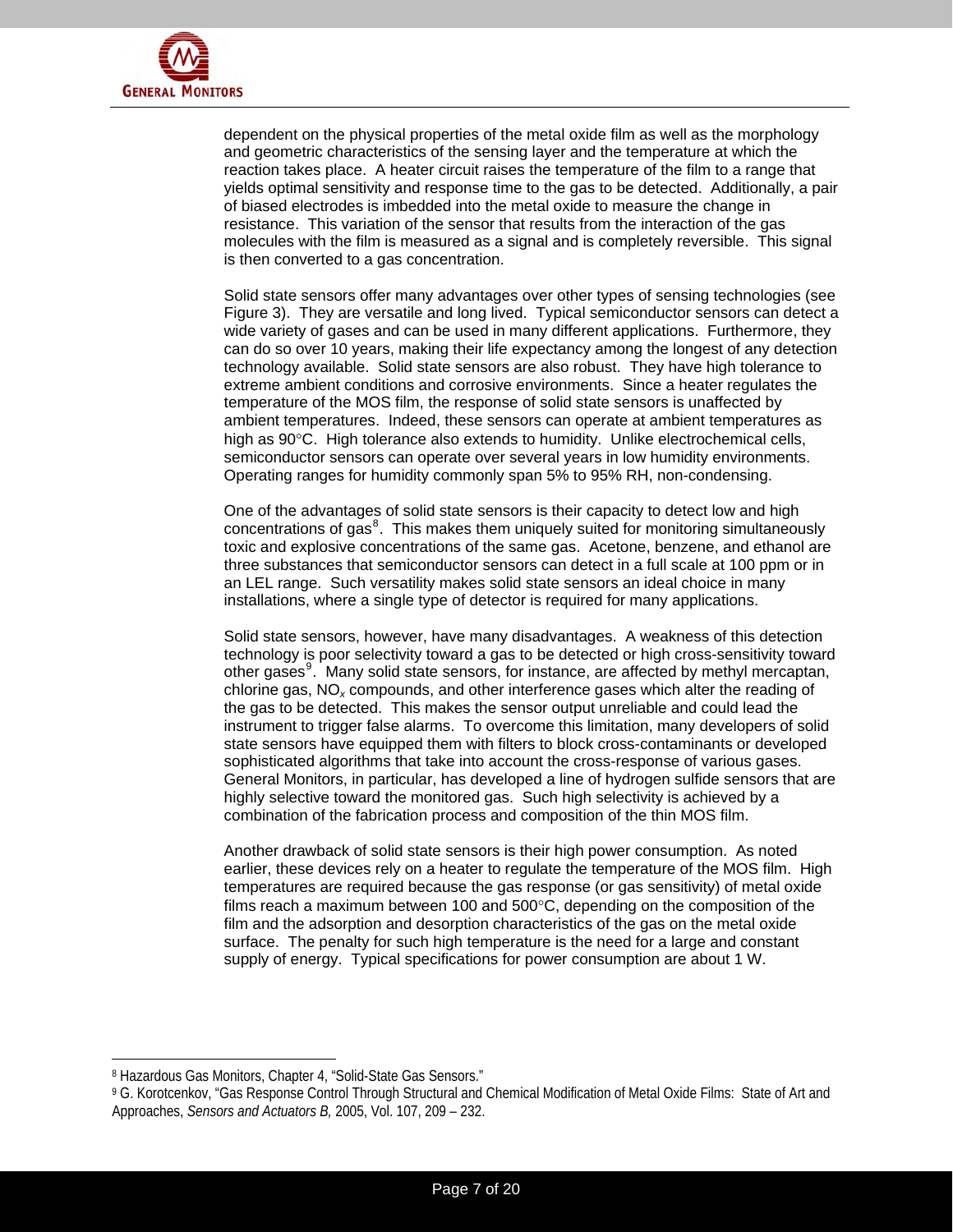dependent on the physical properties of the metal oxide film as well as the morphology and geometric characteristics of the sensing layer and the temperature at which the reaction takes place. A heater circuit raises the temperature of the film to a range that yields optimal sensitivity and response time to the gas to be detected. Additionally, a pair of biased electrodes is imbedded into the metal oxide to measure the change in resistance. This variation of the sensor that results from the interaction of the gas molecules with the film is measured as a signal and is completely reversible. This signal is then converted to a gas concentration.

Solid state sensors offer many advantages over other types of sensing technologies (see Figure 3). They are versatile and long lived. Typical semiconductor sensors can detect a wide variety of gases and can be used in many different applications. Furthermore, they can do so over 10 years, making their life expectancy among the longest of any detection technology available. Solid state sensors are also robust. They have high tolerance to extreme ambient conditions and corrosive environments. Since a heater regulates the temperature of the MOS film, the response of solid state sensors is unaffected by ambient temperatures. Indeed, these sensors can operate at ambient temperatures as high as 90°C. High tolerance also extends to humidity. Unlike electrochemical cells, semiconductor sensors can operate over several years in low humidity environments. Operating ranges for humidity commonly span 5% to 95% RH, non-condensing.

One of the advantages of solid state sensors is their capacity to detect low and high concentrations of gas[8]. This makes them uniquely suited for monitoring simultaneously toxic and explosive concentrations of the same gas. Acetone, benzene, and ethanol are three substances that semiconductor sensors can detect in a full scale at 100 ppm or in an LEL range. Such versatility makes solid state sensors an ideal choice in many installations, where a single type of detector is required for many applications.

Solid state sensors, however, have many disadvantages. A weakness of this detection technology is poor selectivity toward a gas to be detected or high cross-sensitivity toward other gases[9]. Many solid state sensors, for instance, are affected by methyl mercaptan, chlorine gas, $NO_x$ compounds, and other interference gases which alter the reading of the gas to be detected. This makes the sensor output unreliable and could lead the instrument to trigger false alarms. To overcome this limitation, many developers of solid state sensors have equipped them with filters to block cross-contaminants or developed sophisticated algorithms that take into account the cross-response of various gases. General Monitors, in particular, has developed a line of hydrogen sulfide sensors that are highly selective toward the monitored gas. Such high selectivity is achieved by a combination of the fabrication process and composition of the thin MOS film.

Another drawback of solid state sensors is their high power consumption. As noted earlier, these devices rely on a heater to regulate the temperature of the MOS film. High temperatures are required because the gas response (or gas sensitivity) of metal oxide films reach a maximum between 100 and 500°C, depending on the composition of the film and the adsorption and desorption characteristics of the gas on the metal oxide surface. The penalty for such high temperature is the need for a large and constant supply of energy. Typical specifications for power consumption are about 1 W.

---

[8] Hazardous Gas Monitors, Chapter 4, "Solid-State Gas Sensors."

[9] G. Korotcenkov, "Gas Response Control Through Structural and Chemical Modification of Metal Oxide Films: State of Art and Approaches, *Sensors and Actuators B,* 2005, Vol. 107, 209 – 232.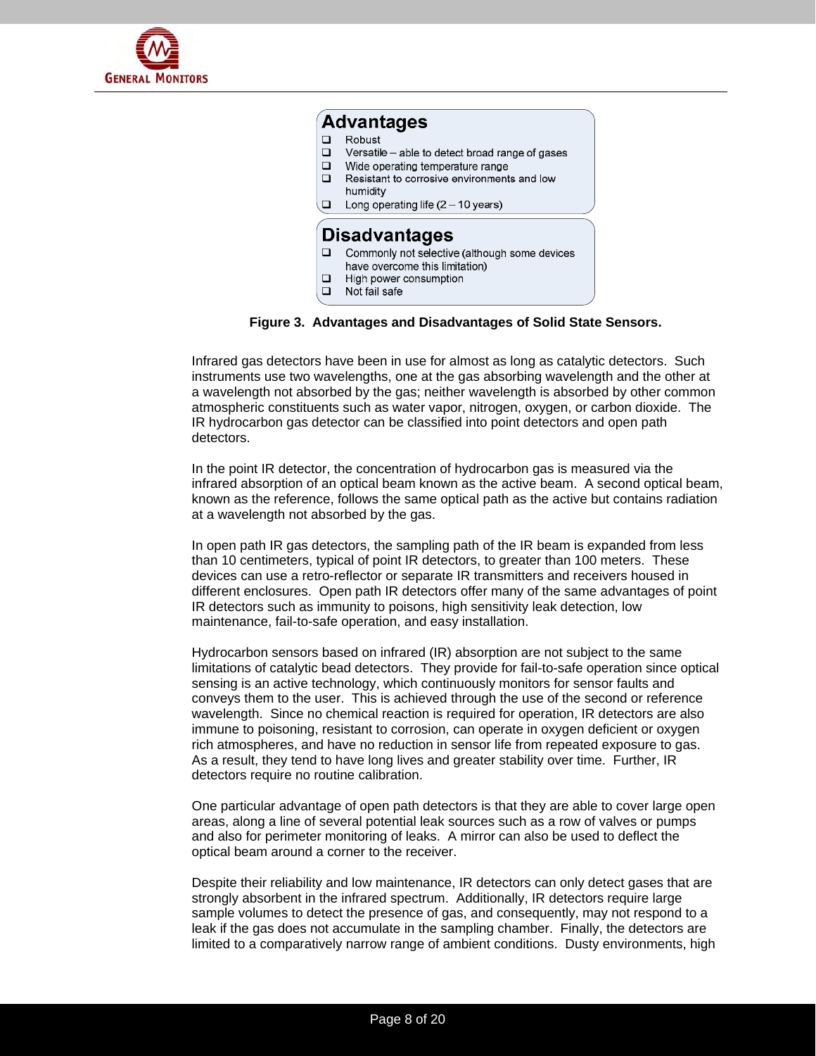**Advantages**

- Robust
- Versatile – able to detect broad range of gases
- Wide operating temperature range
- Resistant to corrosive environments and low humidity
- Long operating life (2 – 10 years)

**Disadvantages**

- Commonly not selective (although some devices have overcome this limitation)
- High power consumption
- Not fail safe

**Figure 3. Advantages and Disadvantages of Solid State Sensors.**

Infrared gas detectors have been in use for almost as long as catalytic detectors. Such instruments use two wavelengths, one at the gas absorbing wavelength and the other at a wavelength not absorbed by the gas; neither wavelength is absorbed by other common atmospheric constituents such as water vapor, nitrogen, oxygen, or carbon dioxide. The IR hydrocarbon gas detector can be classified into point detectors and open path detectors.

In the point IR detector, the concentration of hydrocarbon gas is measured via the infrared absorption of an optical beam known as the active beam. A second optical beam, known as the reference, follows the same optical path as the active but contains radiation at a wavelength not absorbed by the gas.

In open path IR gas detectors, the sampling path of the IR beam is expanded from less than 10 centimeters, typical of point IR detectors, to greater than 100 meters. These devices can use a retro-reflector or separate IR transmitters and receivers housed in different enclosures. Open path IR detectors offer many of the same advantages of point IR detectors such as immunity to poisons, high sensitivity leak detection, low maintenance, fail-to-safe operation, and easy installation.

Hydrocarbon sensors based on infrared (IR) absorption are not subject to the same limitations of catalytic bead detectors. They provide for fail-to-safe operation since optical sensing is an active technology, which continuously monitors for sensor faults and conveys them to the user. This is achieved through the use of the second or reference wavelength. Since no chemical reaction is required for operation, IR detectors are also immune to poisoning, resistant to corrosion, can operate in oxygen deficient or oxygen rich atmospheres, and have no reduction in sensor life from repeated exposure to gas. As a result, they tend to have long lives and greater stability over time. Further, IR detectors require no routine calibration.

One particular advantage of open path detectors is that they are able to cover large open areas, along a line of several potential leak sources such as a row of valves or pumps and also for perimeter monitoring of leaks. A mirror can also be used to deflect the optical beam around a corner to the receiver.

Despite their reliability and low maintenance, IR detectors can only detect gases that are strongly absorbent in the infrared spectrum. Additionally, IR detectors require large sample volumes to detect the presence of gas, and consequently, may not respond to a leak if the gas does not accumulate in the sampling chamber. Finally, the detectors are limited to a comparatively narrow range of ambient conditions. Dusty environments, high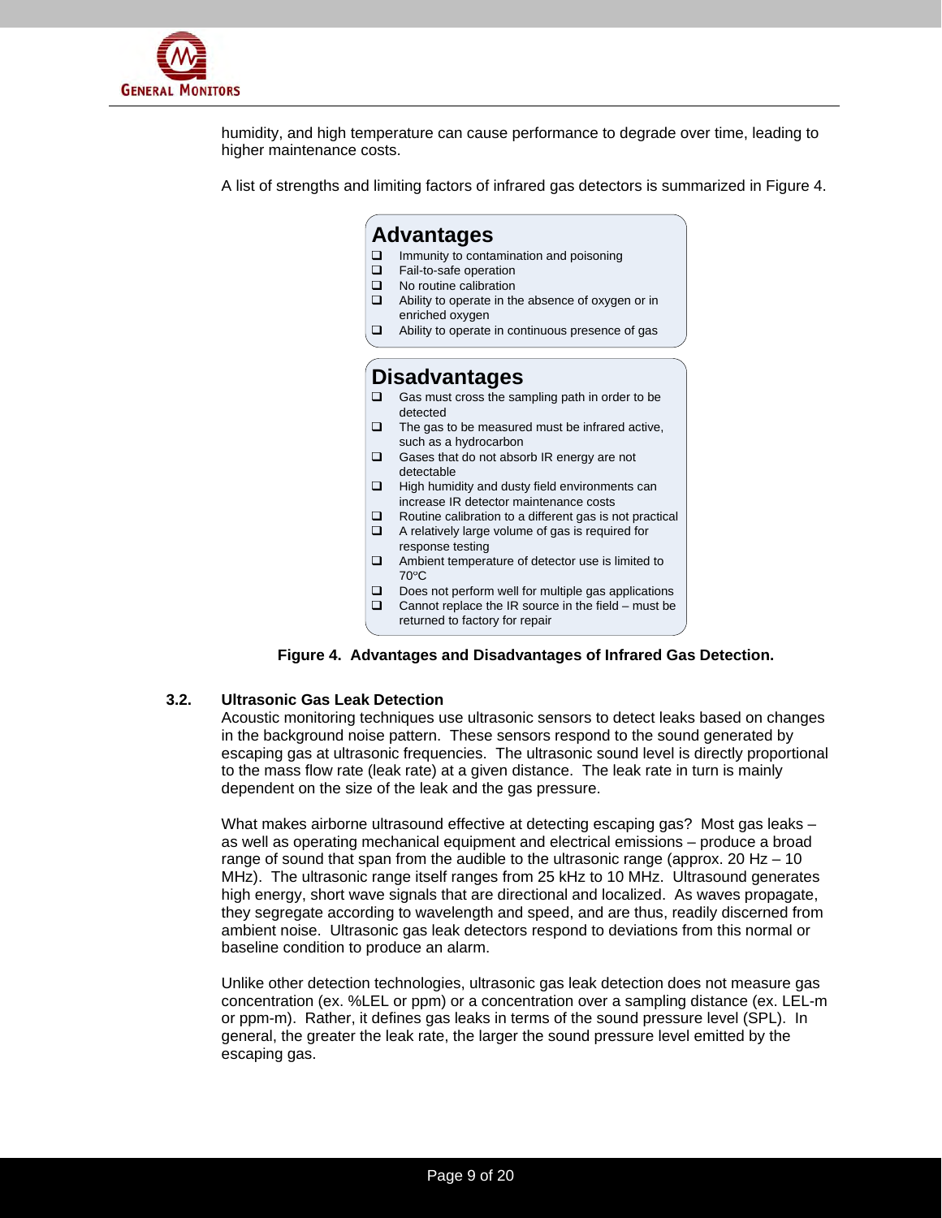humidity, and high temperature can cause performance to degrade over time, leading to higher maintenance costs.

A list of strengths and limiting factors of infrared gas detectors is summarized in Figure 4.

**Advantages**

- Immunity to contamination and poisoning
- Fail-to-safe operation
- No routine calibration
- Ability to operate in the absence of oxygen or in enriched oxygen
- Ability to operate in continuous presence of gas

**Disadvantages**

- Gas must cross the sampling path in order to be detected
- The gas to be measured must be infrared active, such as a hydrocarbon
- Gases that do not absorb IR energy are not detectable
- High humidity and dusty field environments can increase IR detector maintenance costs
- Routine calibration to a different gas is not practical
- A relatively large volume of gas is required for response testing
- Ambient temperature of detector use is limited to 70°C
- Does not perform well for multiple gas applications
- Cannot replace the IR source in the field – must be returned to factory for repair

**Figure 4. Advantages and Disadvantages of Infrared Gas Detection.**

### 3.2. Ultrasonic Gas Leak Detection

Acoustic monitoring techniques use ultrasonic sensors to detect leaks based on changes in the background noise pattern. These sensors respond to the sound generated by escaping gas at ultrasonic frequencies. The ultrasonic sound level is directly proportional to the mass flow rate (leak rate) at a given distance. The leak rate in turn is mainly dependent on the size of the leak and the gas pressure.

What makes airborne ultrasound effective at detecting escaping gas? Most gas leaks – as well as operating mechanical equipment and electrical emissions – produce a broad range of sound that span from the audible to the ultrasonic range (approx. 20 Hz – 10 MHz). The ultrasonic range itself ranges from 25 kHz to 10 MHz. Ultrasound generates high energy, short wave signals that are directional and localized. As waves propagate, they segregate according to wavelength and speed, and are thus, readily discerned from ambient noise. Ultrasonic gas leak detectors respond to deviations from this normal or baseline condition to produce an alarm.

Unlike other detection technologies, ultrasonic gas leak detection does not measure gas concentration (ex. %LEL or ppm) or a concentration over a sampling distance (ex. LEL-m or ppm-m). Rather, it defines gas leaks in terms of the sound pressure level (SPL). In general, the greater the leak rate, the larger the sound pressure level emitted by the escaping gas.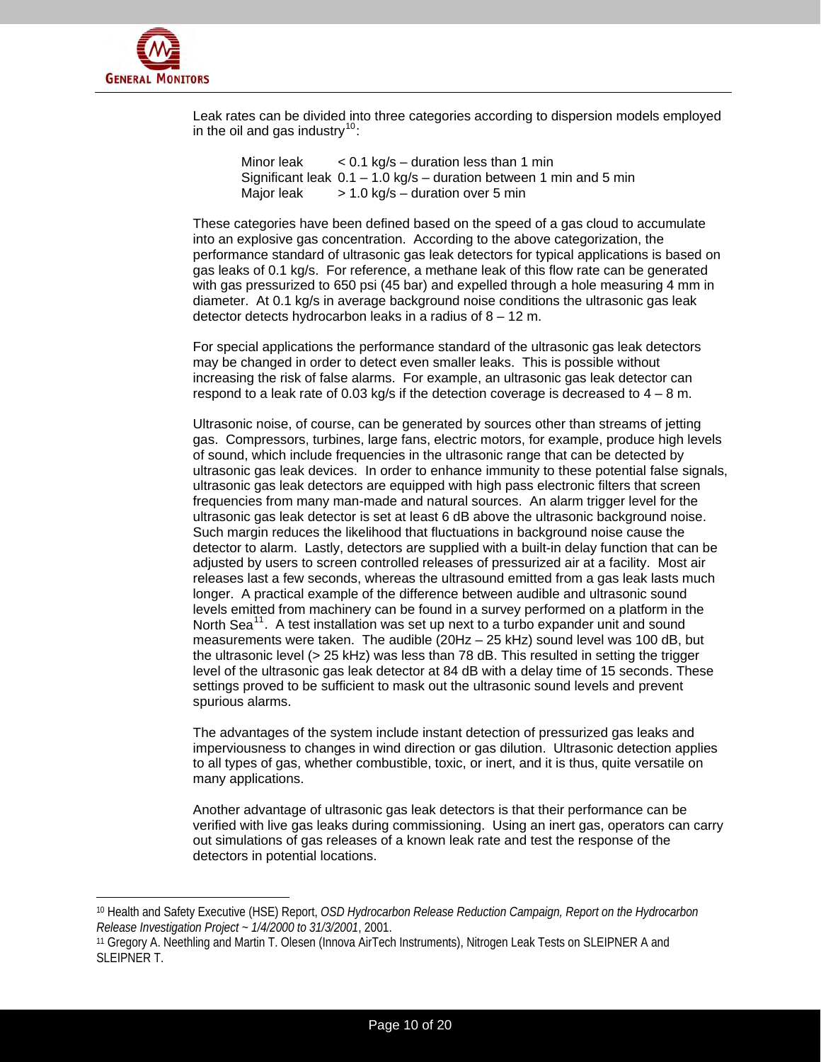Leak rates can be divided into three categories according to dispersion models employed in the oil and gas industry[10]:

| | |
|---|---|
| Minor leak | < 0.1 kg/s – duration less than 1 min |
| Significant leak | 0.1 – 1.0 kg/s – duration between 1 min and 5 min |
| Major leak | > 1.0 kg/s – duration over 5 min |

These categories have been defined based on the speed of a gas cloud to accumulate into an explosive gas concentration. According to the above categorization, the performance standard of ultrasonic gas leak detectors for typical applications is based on gas leaks of 0.1 kg/s. For reference, a methane leak of this flow rate can be generated with gas pressurized to 650 psi (45 bar) and expelled through a hole measuring 4 mm in diameter. At 0.1 kg/s in average background noise conditions the ultrasonic gas leak detector detects hydrocarbon leaks in a radius of 8 – 12 m.

For special applications the performance standard of the ultrasonic gas leak detectors may be changed in order to detect even smaller leaks. This is possible without increasing the risk of false alarms. For example, an ultrasonic gas leak detector can respond to a leak rate of 0.03 kg/s if the detection coverage is decreased to 4 – 8 m.

Ultrasonic noise, of course, can be generated by sources other than streams of jetting gas. Compressors, turbines, large fans, electric motors, for example, produce high levels of sound, which include frequencies in the ultrasonic range that can be detected by ultrasonic gas leak devices. In order to enhance immunity to these potential false signals, ultrasonic gas leak detectors are equipped with high pass electronic filters that screen frequencies from many man-made and natural sources. An alarm trigger level for the ultrasonic gas leak detector is set at least 6 dB above the ultrasonic background noise. Such margin reduces the likelihood that fluctuations in background noise cause the detector to alarm. Lastly, detectors are supplied with a built-in delay function that can be adjusted by users to screen controlled releases of pressurized air at a facility. Most air releases last a few seconds, whereas the ultrasound emitted from a gas leak lasts much longer. A practical example of the difference between audible and ultrasonic sound levels emitted from machinery can be found in a survey performed on a platform in the North Sea[11]. A test installation was set up next to a turbo expander unit and sound measurements were taken. The audible (20Hz – 25 kHz) sound level was 100 dB, but the ultrasonic level (> 25 kHz) was less than 78 dB. This resulted in setting the trigger level of the ultrasonic gas leak detector at 84 dB with a delay time of 15 seconds. These settings proved to be sufficient to mask out the ultrasonic sound levels and prevent spurious alarms.

The advantages of the system include instant detection of pressurized gas leaks and imperviousness to changes in wind direction or gas dilution. Ultrasonic detection applies to all types of gas, whether combustible, toxic, or inert, and it is thus, quite versatile on many applications.

Another advantage of ultrasonic gas leak detectors is that their performance can be verified with live gas leaks during commissioning. Using an inert gas, operators can carry out simulations of gas releases of a known leak rate and test the response of the detectors in potential locations.

---

[10] Health and Safety Executive (HSE) Report, *OSD Hydrocarbon Release Reduction Campaign, Report on the Hydrocarbon Release Investigation Project ~ 1/4/2000 to 31/3/2001*, 2001.

[11] Gregory A. Neethling and Martin T. Olesen (Innova AirTech Instruments), Nitrogen Leak Tests on SLEIPNER A and SLEIPNER T.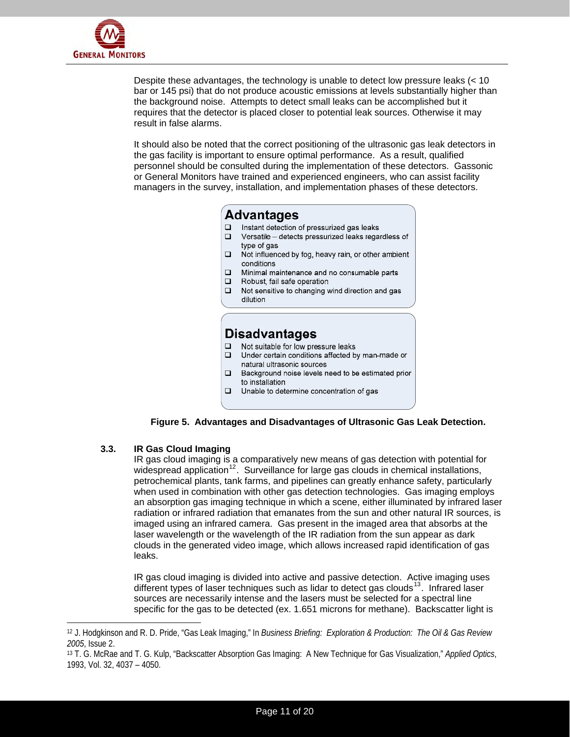Despite these advantages, the technology is unable to detect low pressure leaks (< 10 bar or 145 psi) that do not produce acoustic emissions at levels substantially higher than the background noise. Attempts to detect small leaks can be accomplished but it requires that the detector is placed closer to potential leak sources. Otherwise it may result in false alarms.

It should also be noted that the correct positioning of the ultrasonic gas leak detectors in the gas facility is important to ensure optimal performance. As a result, qualified personnel should be consulted during the implementation of these detectors. Gassonic or General Monitors have trained and experienced engineers, who can assist facility managers in the survey, installation, and implementation phases of these detectors.

**Advantages**

- Instant detection of pressurized gas leaks
- Versatile – detects pressurized leaks regardless of type of gas
- Not influenced by fog, heavy rain, or other ambient conditions
- Minimal maintenance and no consumable parts
- Robust, fail safe operation
- Not sensitive to changing wind direction and gas dilution

**Disadvantages**

- Not suitable for low pressure leaks
- Under certain conditions affected by man-made or natural ultrasonic sources
- Background noise levels need to be estimated prior to installation
- Unable to determine concentration of gas

**Figure 5. Advantages and Disadvantages of Ultrasonic Gas Leak Detection.**

### 3.3. IR Gas Cloud Imaging

IR gas cloud imaging is a comparatively new means of gas detection with potential for widespread application[12]. Surveillance for large gas clouds in chemical installations, petrochemical plants, tank farms, and pipelines can greatly enhance safety, particularly when used in combination with other gas detection technologies. Gas imaging employs an absorption gas imaging technique in which a scene, either illuminated by infrared laser radiation or infrared radiation that emanates from the sun and other natural IR sources, is imaged using an infrared camera. Gas present in the imaged area that absorbs at the laser wavelength or the wavelength of the IR radiation from the sun appear as dark clouds in the generated video image, which allows increased rapid identification of gas leaks.

IR gas cloud imaging is divided into active and passive detection. Active imaging uses different types of laser techniques such as lidar to detect gas clouds[13]. Infrared laser sources are necessarily intense and the lasers must be selected for a spectral line specific for the gas to be detected (ex. 1.651 microns for methane). Backscatter light is

---

[12] J. Hodgkinson and R. D. Pride, "Gas Leak Imaging," In *Business Briefing: Exploration & Production: The Oil & Gas Review 2005*, Issue 2.

[13] T. G. McRae and T. G. Kulp, "Backscatter Absorption Gas Imaging: A New Technique for Gas Visualization," *Applied Optics*, 1993, Vol. 32, 4037 – 4050.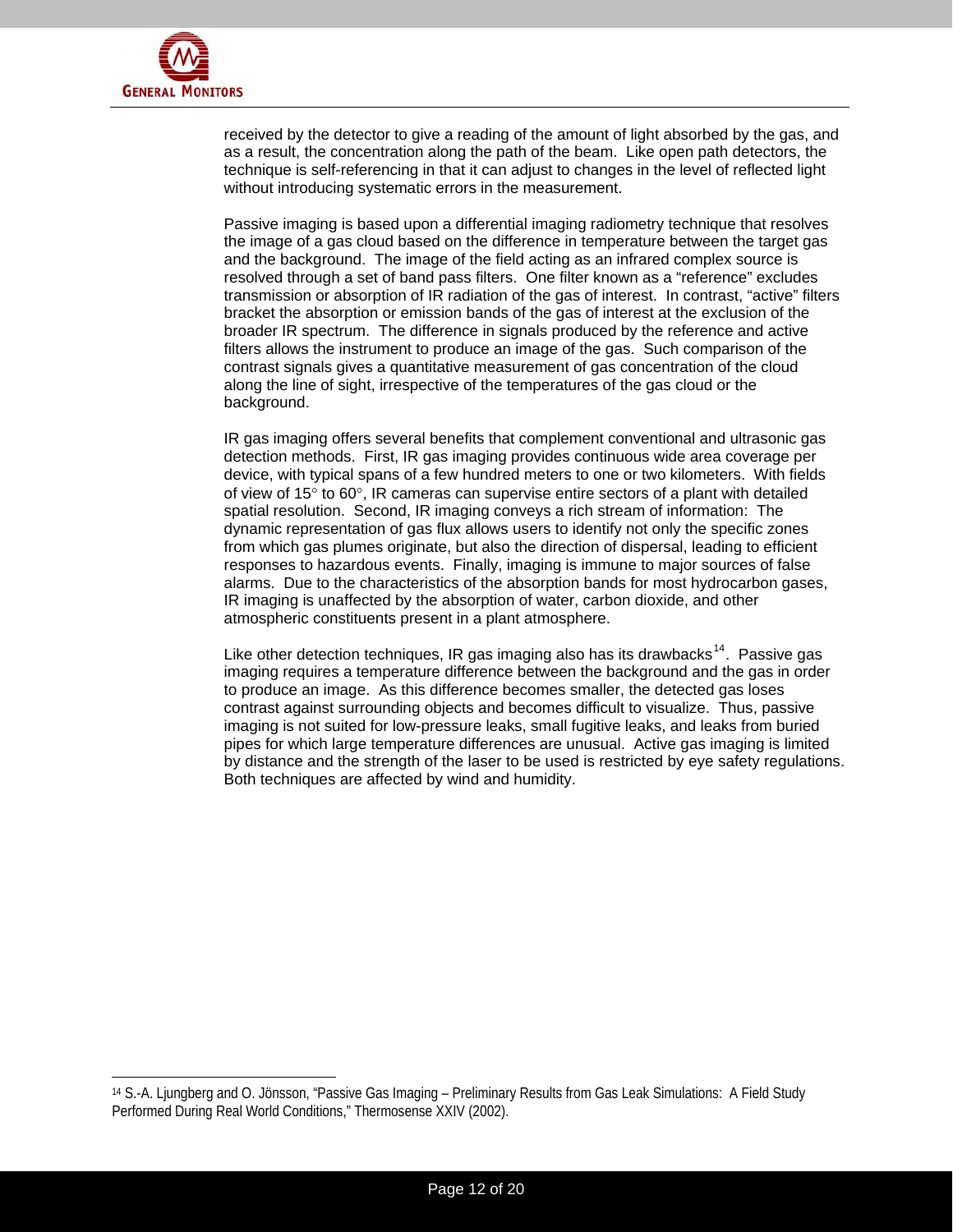received by the detector to give a reading of the amount of light absorbed by the gas, and as a result, the concentration along the path of the beam. Like open path detectors, the technique is self-referencing in that it can adjust to changes in the level of reflected light without introducing systematic errors in the measurement.

Passive imaging is based upon a differential imaging radiometry technique that resolves the image of a gas cloud based on the difference in temperature between the target gas and the background. The image of the field acting as an infrared complex source is resolved through a set of band pass filters. One filter known as a "reference" excludes transmission or absorption of IR radiation of the gas of interest. In contrast, "active" filters bracket the absorption or emission bands of the gas of interest at the exclusion of the broader IR spectrum. The difference in signals produced by the reference and active filters allows the instrument to produce an image of the gas. Such comparison of the contrast signals gives a quantitative measurement of gas concentration of the cloud along the line of sight, irrespective of the temperatures of the gas cloud or the background.

IR gas imaging offers several benefits that complement conventional and ultrasonic gas detection methods. First, IR gas imaging provides continuous wide area coverage per device, with typical spans of a few hundred meters to one or two kilometers. With fields of view of 15° to 60°, IR cameras can supervise entire sectors of a plant with detailed spatial resolution. Second, IR imaging conveys a rich stream of information: The dynamic representation of gas flux allows users to identify not only the specific zones from which gas plumes originate, but also the direction of dispersal, leading to efficient responses to hazardous events. Finally, imaging is immune to major sources of false alarms. Due to the characteristics of the absorption bands for most hydrocarbon gases, IR imaging is unaffected by the absorption of water, carbon dioxide, and other atmospheric constituents present in a plant atmosphere.

Like other detection techniques, IR gas imaging also has its drawbacks[14]. Passive gas imaging requires a temperature difference between the background and the gas in order to produce an image. As this difference becomes smaller, the detected gas loses contrast against surrounding objects and becomes difficult to visualize. Thus, passive imaging is not suited for low-pressure leaks, small fugitive leaks, and leaks from buried pipes for which large temperature differences are unusual. Active gas imaging is limited by distance and the strength of the laser to be used is restricted by eye safety regulations. Both techniques are affected by wind and humidity.

---

[14] S.-A. Ljungberg and O. Jönsson, "Passive Gas Imaging – Preliminary Results from Gas Leak Simulations: A Field Study Performed During Real World Conditions," Thermosense XXIV (2002).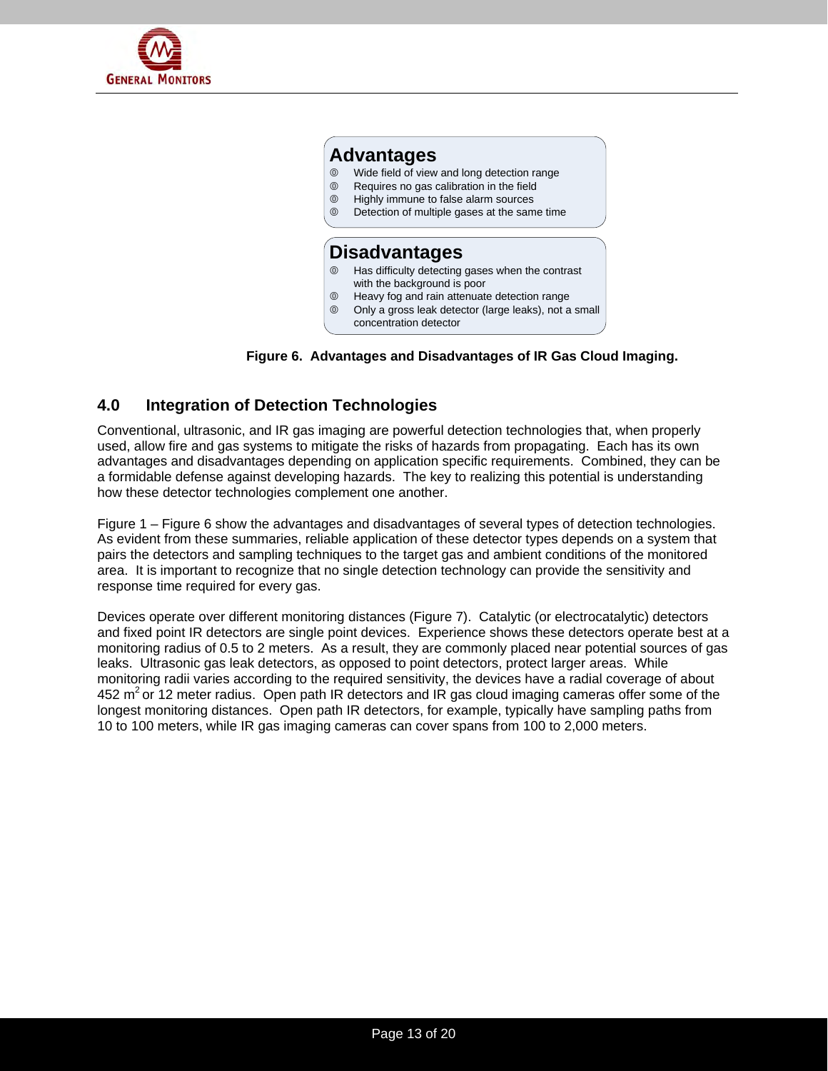**Advantages**

- Wide field of view and long detection range
- Requires no gas calibration in the field
- Highly immune to false alarm sources
- Detection of multiple gases at the same time

**Disadvantages**

- Has difficulty detecting gases when the contrast with the background is poor
- Heavy fog and rain attenuate detection range
- Only a gross leak detector (large leaks), not a small concentration detector

**Figure 6. Advantages and Disadvantages of IR Gas Cloud Imaging.**

## 4.0 Integration of Detection Technologies

Conventional, ultrasonic, and IR gas imaging are powerful detection technologies that, when properly used, allow fire and gas systems to mitigate the risks of hazards from propagating. Each has its own advantages and disadvantages depending on application specific requirements. Combined, they can be a formidable defense against developing hazards. The key to realizing this potential is understanding how these detector technologies complement one another.

Figure 1 – Figure 6 show the advantages and disadvantages of several types of detection technologies. As evident from these summaries, reliable application of these detector types depends on a system that pairs the detectors and sampling techniques to the target gas and ambient conditions of the monitored area. It is important to recognize that no single detection technology can provide the sensitivity and response time required for every gas.

Devices operate over different monitoring distances (Figure 7). Catalytic (or electrocatalytic) detectors and fixed point IR detectors are single point devices. Experience shows these detectors operate best at a monitoring radius of 0.5 to 2 meters. As a result, they are commonly placed near potential sources of gas leaks. Ultrasonic gas leak detectors, as opposed to point detectors, protect larger areas. While monitoring radii varies according to the required sensitivity, the devices have a radial coverage of about 452 $m^2$ or 12 meter radius. Open path IR detectors and IR gas cloud imaging cameras offer some of the longest monitoring distances. Open path IR detectors, for example, typically have sampling paths from 10 to 100 meters, while IR gas imaging cameras can cover spans from 100 to 2,000 meters.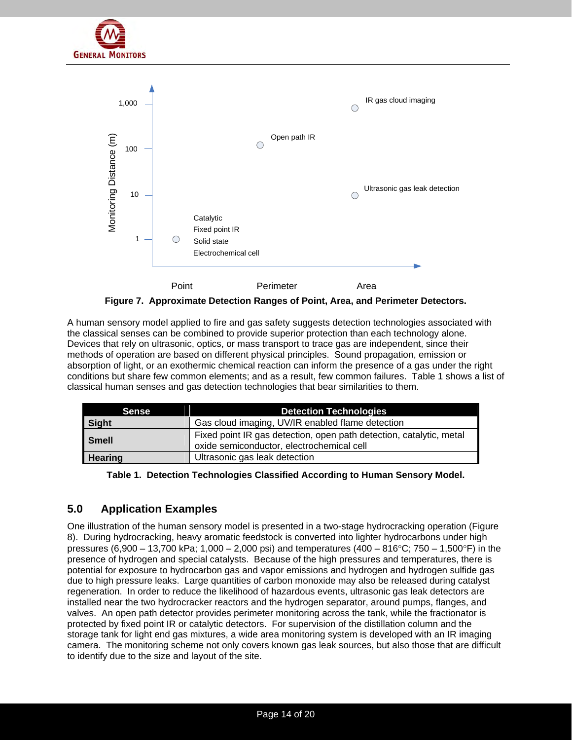Figure 7. Approximate Detection Ranges of Point, Area, and Perimeter Detectors.

A human sensory model applied to fire and gas safety suggests detection technologies associated with the classical senses can be combined to provide superior protection than each technology alone. Devices that rely on ultrasonic, optics, or mass transport to trace gas are independent, since their methods of operation are based on different physical principles. Sound propagation, emission or absorption of light, or an exothermic chemical reaction can inform the presence of a gas under the right conditions but share few common elements; and as a result, few common failures. Table 1 shows a list of classical human senses and gas detection technologies that bear similarities to them.

| Sense | Detection Technologies |
|---|---|
| **Sight** | Gas cloud imaging, UV/IR enabled flame detection |
| **Smell** | Fixed point IR gas detection, open path detection, catalytic, metal oxide semiconductor, electrochemical cell |
| **Hearing** | Ultrasonic gas leak detection |

**Table 1. Detection Technologies Classified According to Human Sensory Model.**

## 5.0 Application Examples

One illustration of the human sensory model is presented in a two-stage hydrocracking operation (Figure 8). During hydrocracking, heavy aromatic feedstock is converted into lighter hydrocarbons under high pressures (6,900 – 13,700 kPa; 1,000 – 2,000 psi) and temperatures (400 – 816°C; 750 – 1,500°F) in the presence of hydrogen and special catalysts. Because of the high pressures and temperatures, there is potential for exposure to hydrocarbon gas and vapor emissions and hydrogen and hydrogen sulfide gas due to high pressure leaks. Large quantities of carbon monoxide may also be released during catalyst regeneration. In order to reduce the likelihood of hazardous events, ultrasonic gas leak detectors are installed near the two hydrocracker reactors and the hydrogen separator, around pumps, flanges, and valves. An open path detector provides perimeter monitoring across the tank, while the fractionator is protected by fixed point IR or catalytic detectors. For supervision of the distillation column and the storage tank for light end gas mixtures, a wide area monitoring system is developed with an IR imaging camera. The monitoring scheme not only covers known gas leak sources, but also those that are difficult to identify due to the size and layout of the site.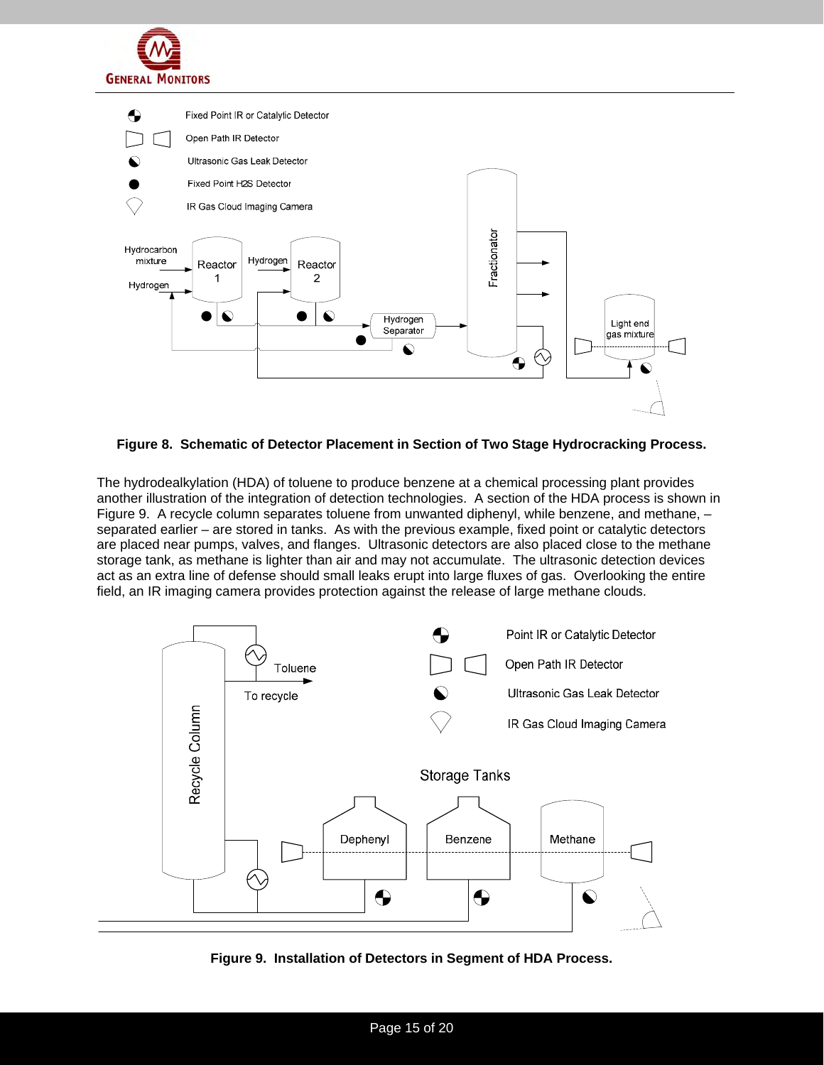**Figure 8. Schematic of Detector Placement in Section of Two Stage Hydrocracking Process.**

The hydrodealkylation (HDA) of toluene to produce benzene at a chemical processing plant provides another illustration of the integration of detection technologies. A section of the HDA process is shown in Figure 9. A recycle column separates toluene from unwanted diphenyl, while benzene, and methane, – separated earlier – are stored in tanks. As with the previous example, fixed point or catalytic detectors are placed near pumps, valves, and flanges. Ultrasonic detectors are also placed close to the methane storage tank, as methane is lighter than air and may not accumulate. The ultrasonic detection devices act as an extra line of defense should small leaks erupt into large fluxes of gas. Overlooking the entire field, an IR imaging camera provides protection against the release of large methane clouds.

**Figure 9. Installation of Detectors in Segment of HDA Process.**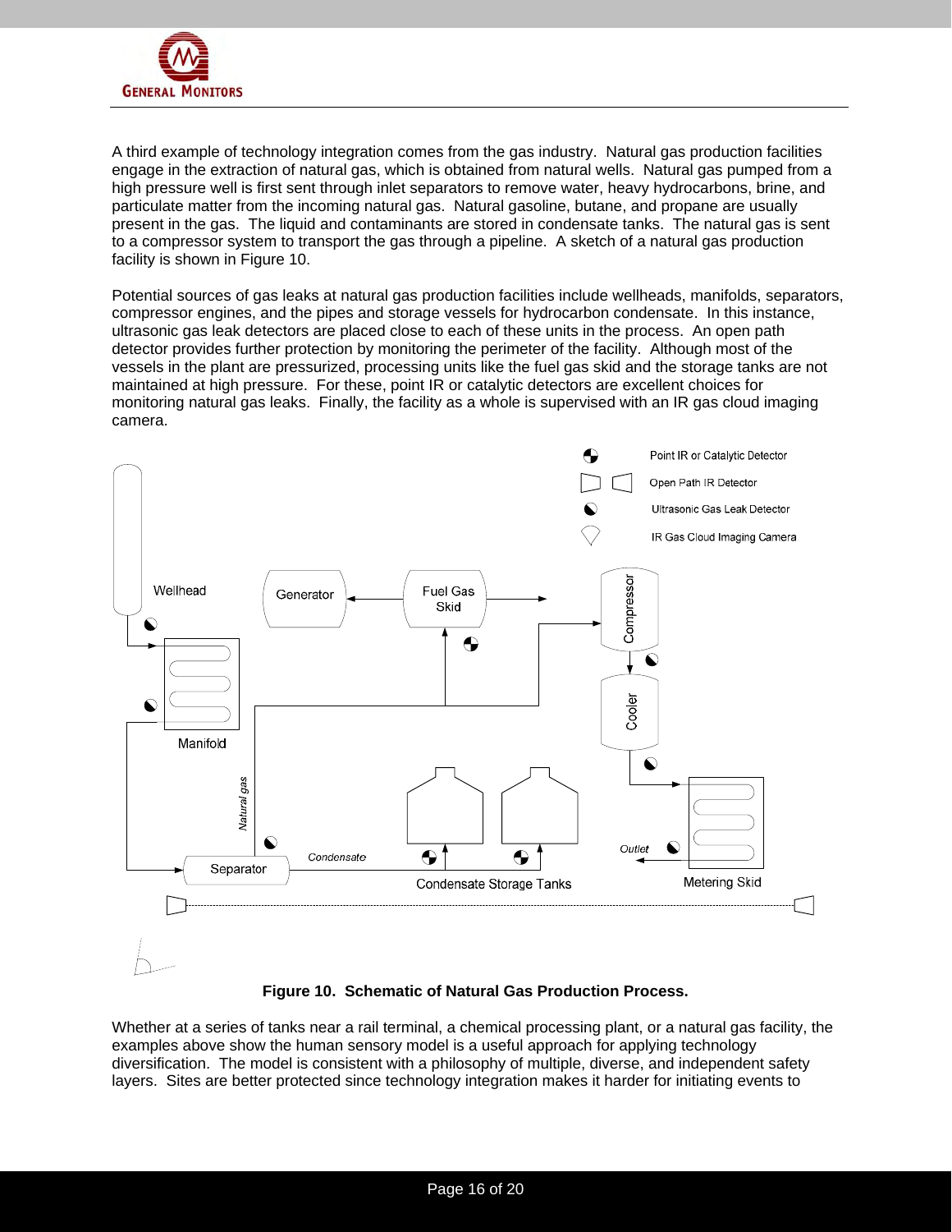A third example of technology integration comes from the gas industry. Natural gas production facilities engage in the extraction of natural gas, which is obtained from natural wells. Natural gas pumped from a high pressure well is first sent through inlet separators to remove water, heavy hydrocarbons, brine, and particulate matter from the incoming natural gas. Natural gasoline, butane, and propane are usually present in the gas. The liquid and contaminants are stored in condensate tanks. The natural gas is sent to a compressor system to transport the gas through a pipeline. A sketch of a natural gas production facility is shown in Figure 10.

Potential sources of gas leaks at natural gas production facilities include wellheads, manifolds, separators, compressor engines, and the pipes and storage vessels for hydrocarbon condensate. In this instance, ultrasonic gas leak detectors are placed close to each of these units in the process. An open path detector provides further protection by monitoring the perimeter of the facility. Although most of the vessels in the plant are pressurized, processing units like the fuel gas skid and the storage tanks are not maintained at high pressure. For these, point IR or catalytic detectors are excellent choices for monitoring natural gas leaks. Finally, the facility as a whole is supervised with an IR gas cloud imaging camera.

**Figure 10. Schematic of Natural Gas Production Process.**

Whether at a series of tanks near a rail terminal, a chemical processing plant, or a natural gas facility, the examples above show the human sensory model is a useful approach for applying technology diversification. The model is consistent with a philosophy of multiple, diverse, and independent safety layers. Sites are better protected since technology integration makes it harder for initiating events to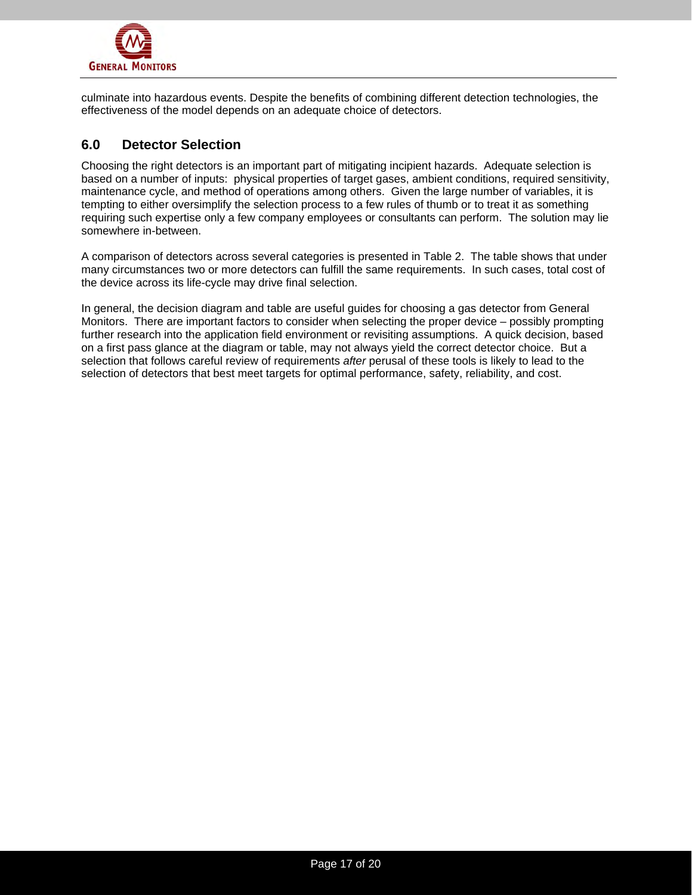culminate into hazardous events. Despite the benefits of combining different detection technologies, the effectiveness of the model depends on an adequate choice of detectors.

## 6.0 Detector Selection

Choosing the right detectors is an important part of mitigating incipient hazards. Adequate selection is based on a number of inputs: physical properties of target gases, ambient conditions, required sensitivity, maintenance cycle, and method of operations among others. Given the large number of variables, it is tempting to either oversimplify the selection process to a few rules of thumb or to treat it as something requiring such expertise only a few company employees or consultants can perform. The solution may lie somewhere in-between.

A comparison of detectors across several categories is presented in Table 2. The table shows that under many circumstances two or more detectors can fulfill the same requirements. In such cases, total cost of the device across its life-cycle may drive final selection.

In general, the decision diagram and table are useful guides for choosing a gas detector from General Monitors. There are important factors to consider when selecting the proper device – possibly prompting further research into the application field environment or revisiting assumptions. A quick decision, based on a first pass glance at the diagram or table, may not always yield the correct detector choice. But a selection that follows careful review of requirements *after* perusal of these tools is likely to lead to the selection of detectors that best meet targets for optimal performance, safety, reliability, and cost.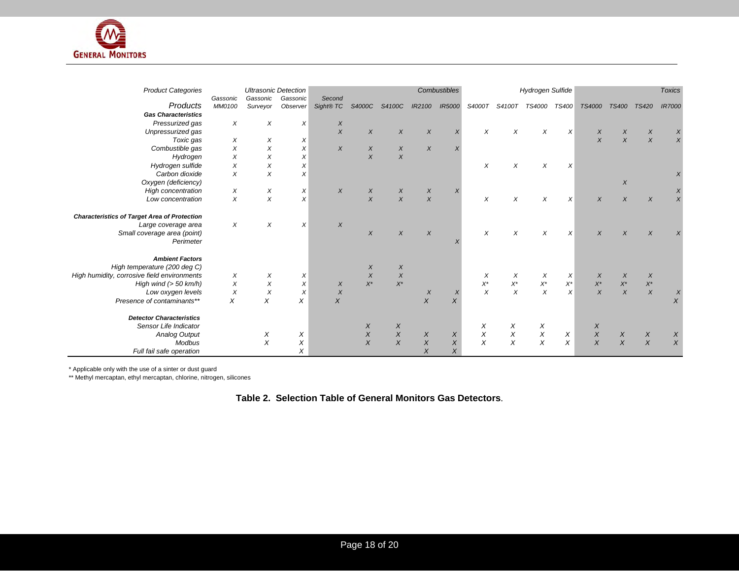| Product Categories | Ultrasonic Detection | | | Combustibles | | | | | Hydrogen Sulfide | | | | Toxics | | | |
|---|---|---|---|---|---|---|---|---|---|---|---|---|---|---|---|---|
| Products | Gassonic MM0100 | Gassonic Surveyor | Gassonic Observer | Second Sight® TC | S4000C | S4100C | IR2100 | IR5000 | S4000T | S4100T | TS4000 | TS400 | TS4000 | TS400 | TS420 | IR7000 |
| **Gas Characteristics** | | | | | | | | | | | | | | | | |
| Pressurized gas | X | X | X | X | | | | | | | | | | | | |
| Unpressurized gas | | | | X | X | X | X | X | X | X | X | X | X | X | X | X |
| Toxic gas | X | X | X | | | | | | | | | | X | X | X | X |
| Combustible gas | X | X | X | X | X | X | X | X | | | | | | | | |
| Hydrogen | X | X | X | | X | X | | | | | | | | | | |
| Hydrogen sulfide | X | X | X | | | | | | X | X | X | X | | | | |
| Carbon dioxide | X | X | X | | | | | | | | | | | | | X |
| Oxygen (deficiency) | | | | | | | | | | | | | | X | | |
| High concentration | X | X | X | X | X | X | X | X | | | | | | | | X |
| Low concentration | X | X | X | | X | X | X | | X | X | X | X | X | X | X | X |
| **Characteristics of Target Area of Protection** | | | | | | | | | | | | | | | | |
| Large coverage area | X | X | X | X | | | | | | | | | | | | |
| Small coverage area (point) | | | | | X | X | X | | X | X | X | X | X | X | X | X |
| Perimeter | | | | | | | | X | | | | | | | | |
| **Ambient Factors** | | | | | | | | | | | | | | | | |
| High temperature (200 deg C) | | | | | X | X | | | | | | | | | | |
| High humidity, corrosive field environments | X | X | X | | X | X | | | X | X | X | X | X | X | X | |
| High wind (> 50 km/h) | X | X | X | X | X* | X* | | | X* | X* | X* | X* | X* | X* | X* | |
| Low oxygen levels | X | X | X | X | | | X | X | X | X | X | X | X | X | X | X |
| Presence of contaminants** | X | X | X | X | | | X | X | | | | | | | | X |
| **Detector Characteristics** | | | | | | | | | | | | | | | | |
| Sensor Life Indicator | | | | | X | X | | | X | X | X | | X | | | |
| Analog Output | | X | X | | X | X | X | X | X | X | X | X | X | X | X | X |
| Modbus | | X | X | | X | X | X | X | X | X | X | X | X | X | X | X |
| Full fail safe operation | | | X | | | | X | X | | | | | | | | |

* Applicable only with the use of a sinter or dust guard

** Methyl mercaptan, ethyl mercaptan, chlorine, nitrogen, silicones

**Table 2. Selection Table of General Monitors Gas Detectors**.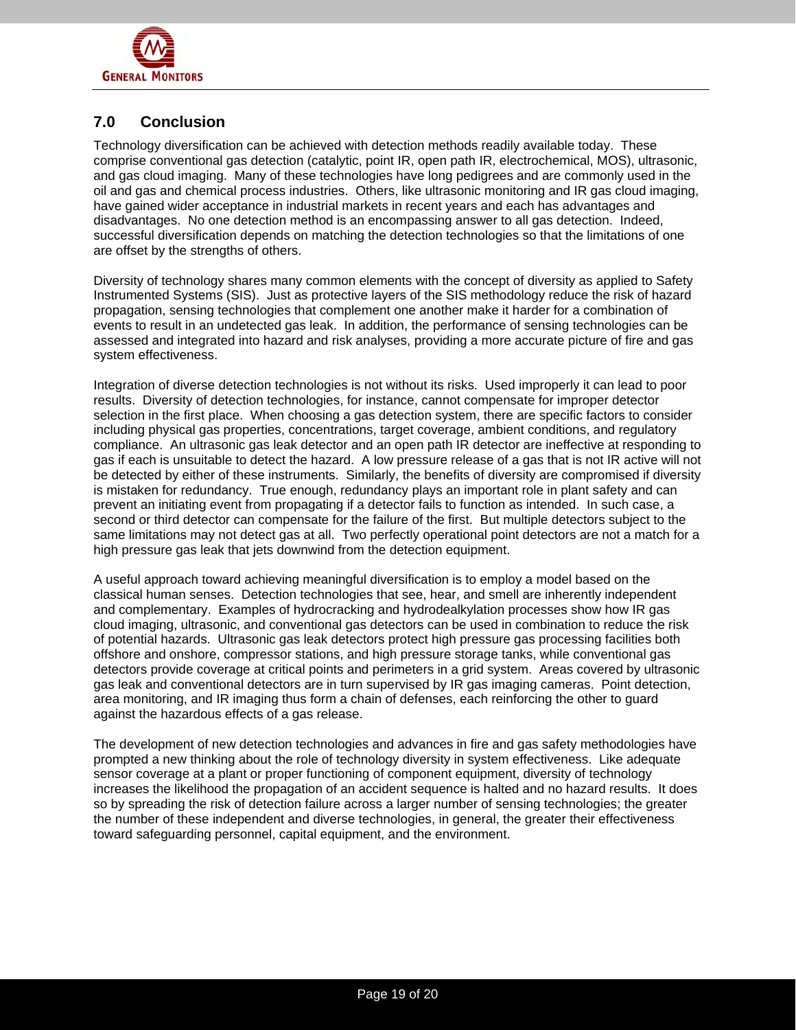## 7.0 Conclusion

Technology diversification can be achieved with detection methods readily available today. These comprise conventional gas detection (catalytic, point IR, open path IR, electrochemical, MOS), ultrasonic, and gas cloud imaging. Many of these technologies have long pedigrees and are commonly used in the oil and gas and chemical process industries. Others, like ultrasonic monitoring and IR gas cloud imaging, have gained wider acceptance in industrial markets in recent years and each has advantages and disadvantages. No one detection method is an encompassing answer to all gas detection. Indeed, successful diversification depends on matching the detection technologies so that the limitations of one are offset by the strengths of others.

Diversity of technology shares many common elements with the concept of diversity as applied to Safety Instrumented Systems (SIS). Just as protective layers of the SIS methodology reduce the risk of hazard propagation, sensing technologies that complement one another make it harder for a combination of events to result in an undetected gas leak. In addition, the performance of sensing technologies can be assessed and integrated into hazard and risk analyses, providing a more accurate picture of fire and gas system effectiveness.

Integration of diverse detection technologies is not without its risks. Used improperly it can lead to poor results. Diversity of detection technologies, for instance, cannot compensate for improper detector selection in the first place. When choosing a gas detection system, there are specific factors to consider including physical gas properties, concentrations, target coverage, ambient conditions, and regulatory compliance. An ultrasonic gas leak detector and an open path IR detector are ineffective at responding to gas if each is unsuitable to detect the hazard. A low pressure release of a gas that is not IR active will not be detected by either of these instruments. Similarly, the benefits of diversity are compromised if diversity is mistaken for redundancy. True enough, redundancy plays an important role in plant safety and can prevent an initiating event from propagating if a detector fails to function as intended. In such case, a second or third detector can compensate for the failure of the first. But multiple detectors subject to the same limitations may not detect gas at all. Two perfectly operational point detectors are not a match for a high pressure gas leak that jets downwind from the detection equipment.

A useful approach toward achieving meaningful diversification is to employ a model based on the classical human senses. Detection technologies that see, hear, and smell are inherently independent and complementary. Examples of hydrocracking and hydrodealkylation processes show how IR gas cloud imaging, ultrasonic, and conventional gas detectors can be used in combination to reduce the risk of potential hazards. Ultrasonic gas leak detectors protect high pressure gas processing facilities both offshore and onshore, compressor stations, and high pressure storage tanks, while conventional gas detectors provide coverage at critical points and perimeters in a grid system. Areas covered by ultrasonic gas leak and conventional detectors are in turn supervised by IR gas imaging cameras. Point detection, area monitoring, and IR imaging thus form a chain of defenses, each reinforcing the other to guard against the hazardous effects of a gas release.

The development of new detection technologies and advances in fire and gas safety methodologies have prompted a new thinking about the role of technology diversity in system effectiveness. Like adequate sensor coverage at a plant or proper functioning of component equipment, diversity of technology increases the likelihood the propagation of an accident sequence is halted and no hazard results. It does so by spreading the risk of detection failure across a larger number of sensing technologies; the greater the number of these independent and diverse technologies, in general, the greater their effectiveness toward safeguarding personnel, capital equipment, and the environment.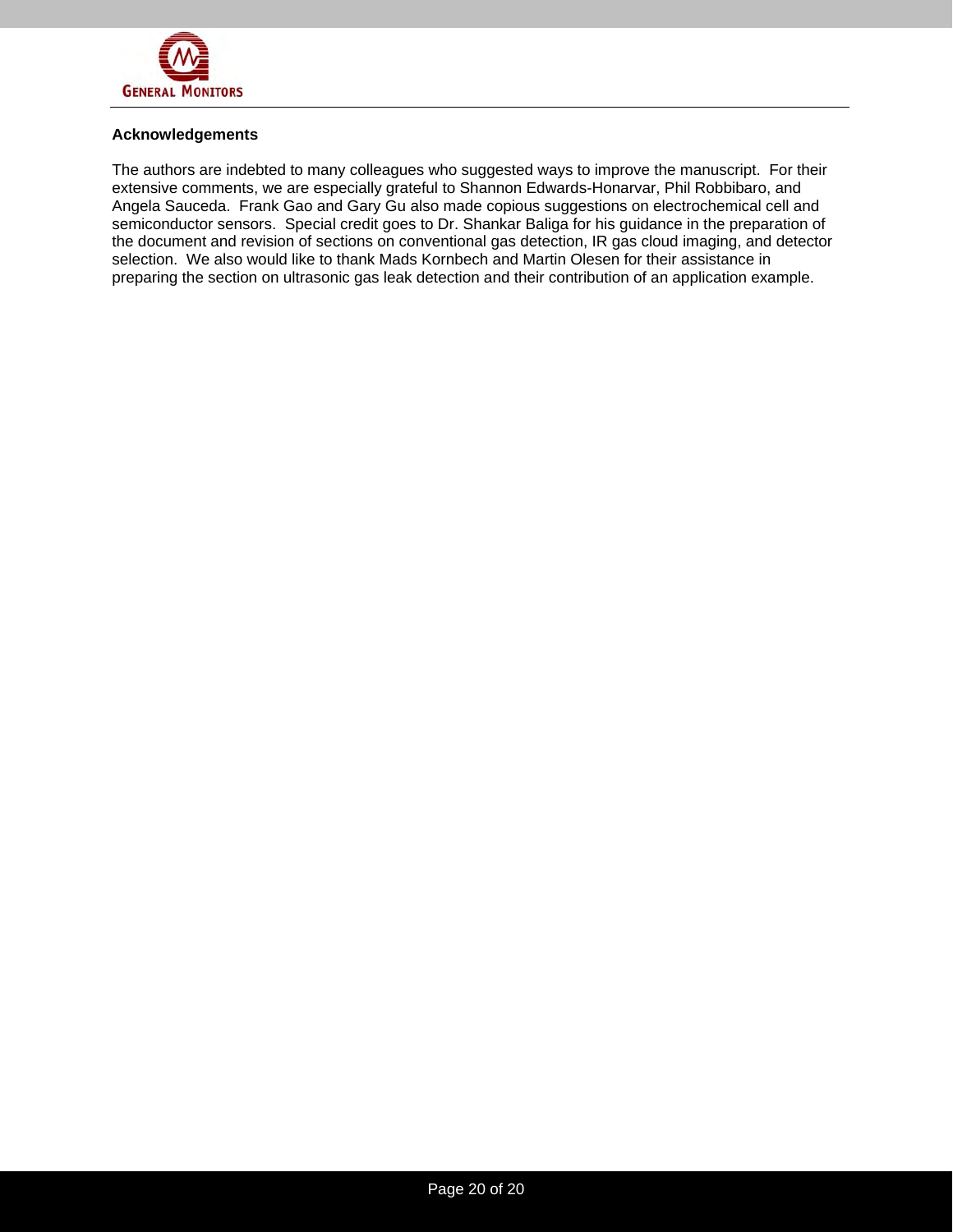## Acknowledgements

The authors are indebted to many colleagues who suggested ways to improve the manuscript. For their extensive comments, we are especially grateful to Shannon Edwards-Honarvar, Phil Robbibaro, and Angela Sauceda. Frank Gao and Gary Gu also made copious suggestions on electrochemical cell and semiconductor sensors. Special credit goes to Dr. Shankar Baliga for his guidance in the preparation of the document and revision of sections on conventional gas detection, IR gas cloud imaging, and detector selection. We also would like to thank Mads Kornbech and Martin Olesen for their assistance in preparing the section on ultrasonic gas leak detection and their contribution of an application example.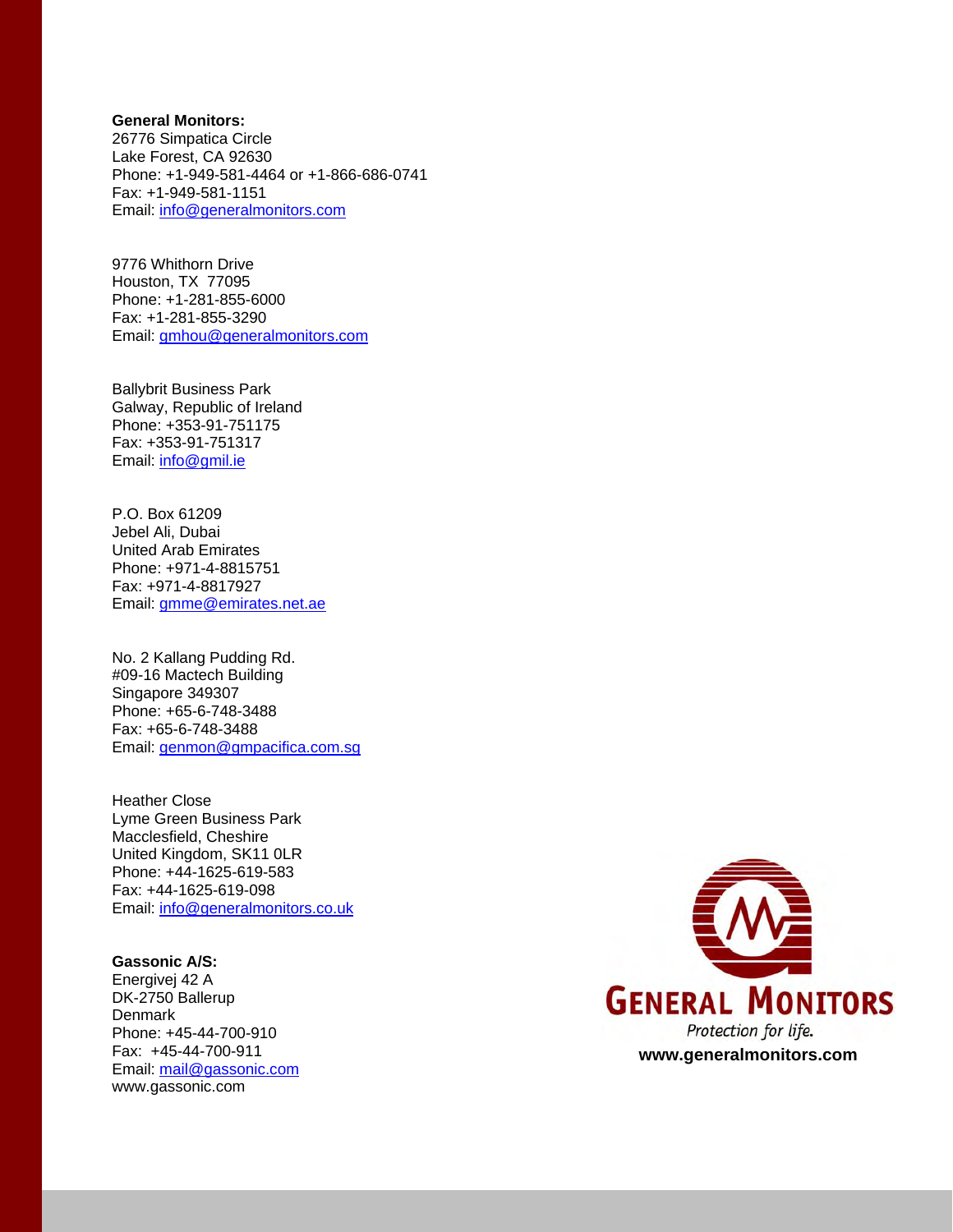**General Monitors:**
26776 Simpatica Circle
Lake Forest, CA 92630
Phone: +1-949-581-4464 or +1-866-686-0741
Fax: +1-949-581-1151
Email: info@generalmonitors.com

9776 Whithorn Drive
Houston, TX 77095
Phone: +1-281-855-6000
Fax: +1-281-855-3290
Email: gmhou@generalmonitors.com

Ballybrit Business Park
Galway, Republic of Ireland
Phone: +353-91-751175
Fax: +353-91-751317
Email: info@gmil.ie

P.O. Box 61209
Jebel Ali, Dubai
United Arab Emirates
Phone: +971-4-8815751
Fax: +971-4-8817927
Email: gmme@emirates.net.ae

No. 2 Kallang Pudding Rd.
#09-16 Mactech Building
Singapore 349307
Phone: +65-6-748-3488
Fax: +65-6-748-3488
Email: genmon@gmpacifica.com.sg

Heather Close
Lyme Green Business Park
Macclesfield, Cheshire
United Kingdom, SK11 0LR
Phone: +44-1625-619-583
Fax: +44-1625-619-098
Email: info@generalmonitors.co.uk

**Gassonic A/S:**
Energivej 42 A
DK-2750 Ballerup
Denmark
Phone: +45-44-700-910
Fax: +45-44-700-911
Email: mail@gassonic.com
www.gassonic.com

GENERAL MONITORS
*Protection for life.*
**www.generalmonitors.com**